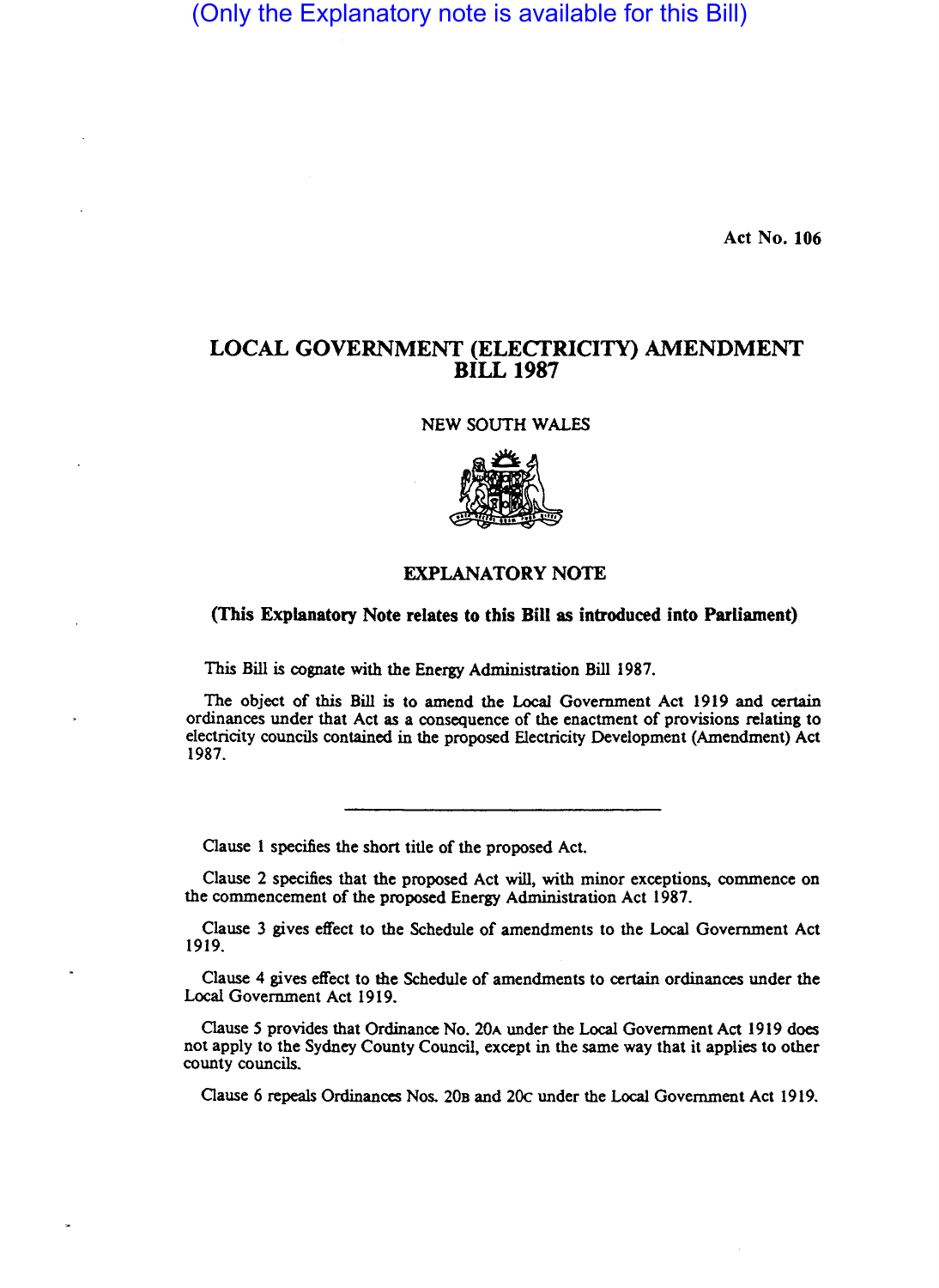(Only the Explanatory note is available for this Bill)

Act No. 106

# LOCAL GOVERNMENT (ELECTRICITY) AMENDMENT BILL 1987

NEW SOUTH WALES

## EXPLANATORY NOTE

**(This Explanatory Note relates to this Bill as introduced into Parliament)**

This Bill is cognate with the Energy Administration Bill 1987.

The object of this Bill is to amend the Local Government Act 1919 and certain ordinances under that Act as a consequence of the enactment of provisions relating to electricity councils contained in the proposed Electricity Development (Amendment) Act 1987.

---

Clause 1 specifies the short title of the proposed Act.

Clause 2 specifies that the proposed Act will, with minor exceptions, commence on the commencement of the proposed Energy Administration Act 1987.

Clause 3 gives effect to the Schedule of amendments to the Local Government Act 1919.

Clause 4 gives effect to the Schedule of amendments to certain ordinances under the Local Government Act 1919.

Clause 5 provides that Ordinance No. 20A under the Local Government Act 1919 does not apply to the Sydney County Council, except in the same way that it applies to other county councils.

Clause 6 repeals Ordinances Nos. 20B and 20C under the Local Government Act 1919.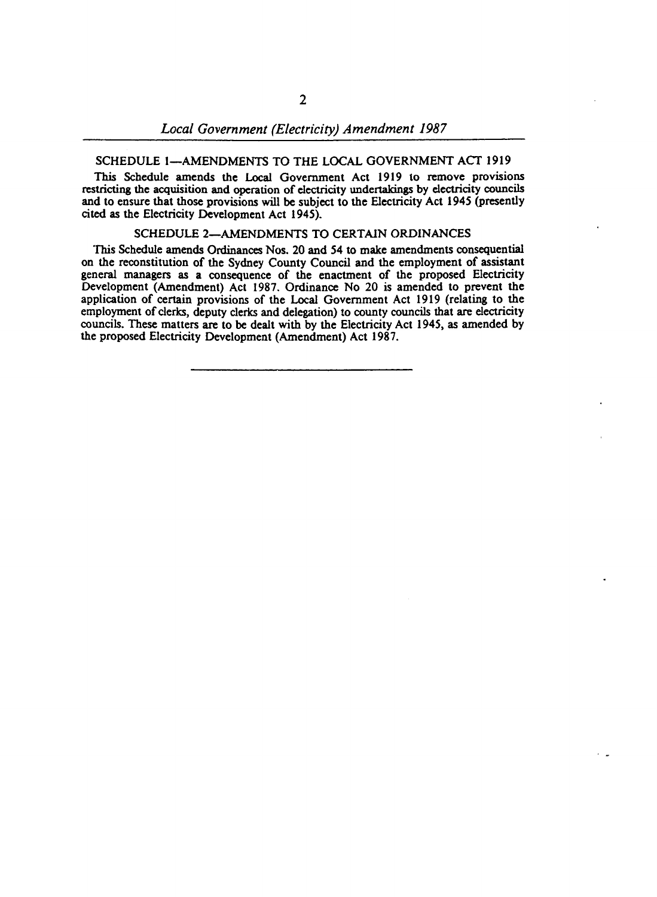## SCHEDULE 1—AMENDMENTS TO THE LOCAL GOVERNMENT ACT 1919

This Schedule amends the Local Government Act 1919 to remove provisions restricting the acquisition and operation of electricity undertakings by electricity councils and to ensure that those provisions will be subject to the Electricity Act 1945 (presently cited as the Electricity Development Act 1945).

## SCHEDULE 2—AMENDMENTS TO CERTAIN ORDINANCES

This Schedule amends Ordinances Nos. 20 and 54 to make amendments consequential on the reconstitution of the Sydney County Council and the employment of assistant general managers as a consequence of the enactment of the proposed Electricity Development (Amendment) Act 1987. Ordinance No 20 is amended to prevent the application of certain provisions of the Local Government Act 1919 (relating to the employment of clerks, deputy clerks and delegation) to county councils that are electricity councils. These matters are to be dealt with by the Electricity Act 1945, as amended by the proposed Electricity Development (Amendment) Act 1987.